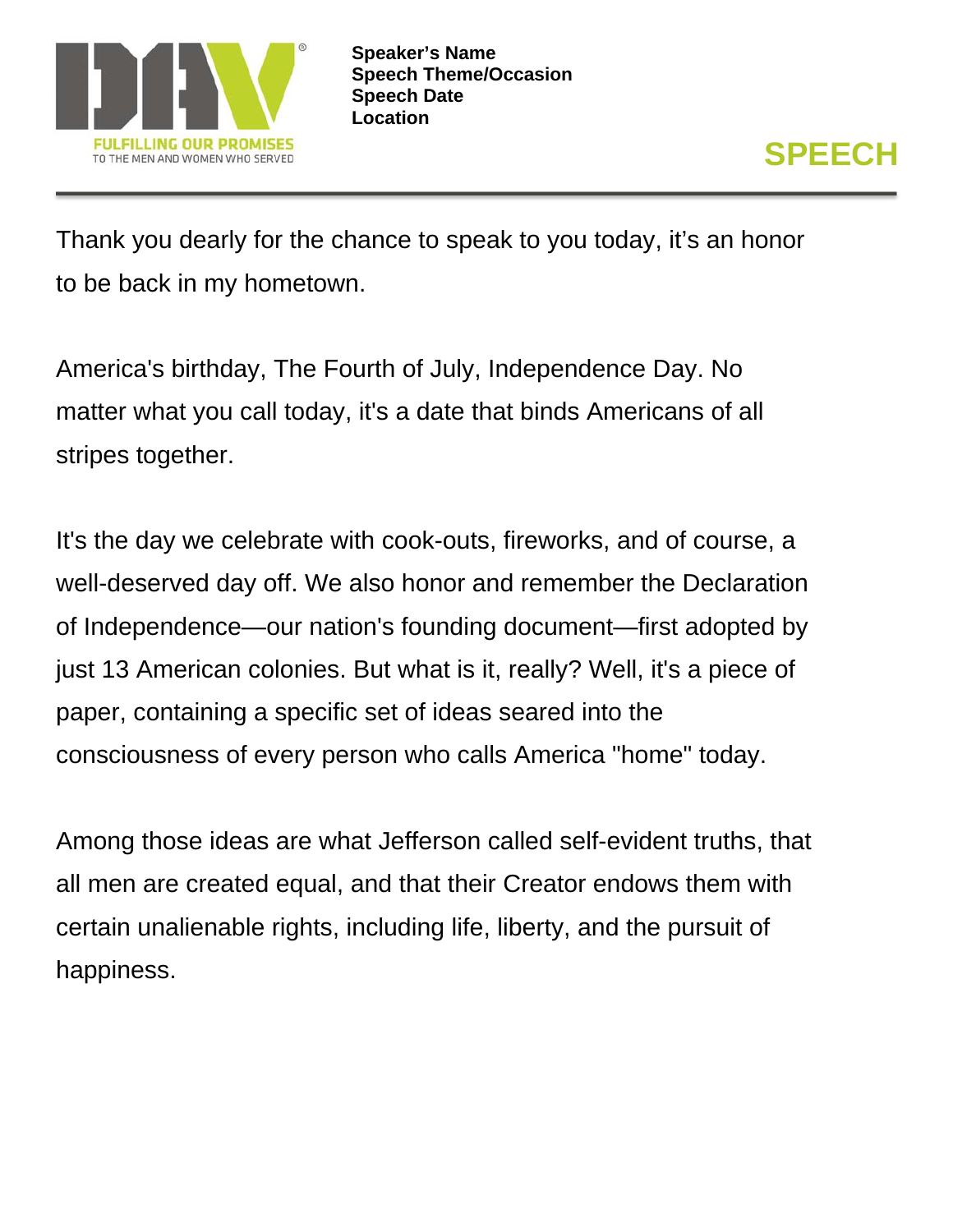**Speaker's Name**
**Speech Theme/Occasion**
**Speech Date**
**Location**

# SPEECH

Thank you dearly for the chance to speak to you today, it's an honor to be back in my hometown.

America's birthday, The Fourth of July, Independence Day. No matter what you call today, it's a date that binds Americans of all stripes together.

It's the day we celebrate with cook-outs, fireworks, and of course, a well-deserved day off. We also honor and remember the Declaration of Independence—our nation's founding document—first adopted by just 13 American colonies. But what is it, really? Well, it's a piece of paper, containing a specific set of ideas seared into the consciousness of every person who calls America "home" today.

Among those ideas are what Jefferson called self-evident truths, that all men are created equal, and that their Creator endows them with certain unalienable rights, including life, liberty, and the pursuit of happiness.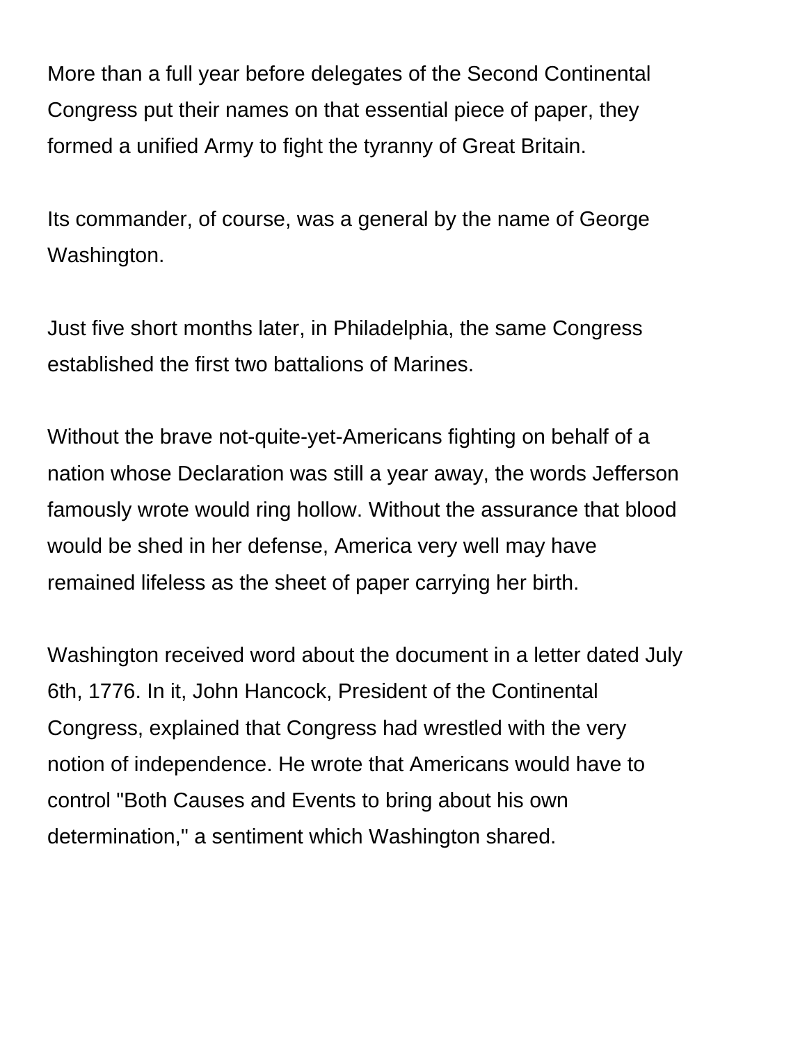More than a full year before delegates of the Second Continental Congress put their names on that essential piece of paper, they formed a unified Army to fight the tyranny of Great Britain.

Its commander, of course, was a general by the name of George Washington.

Just five short months later, in Philadelphia, the same Congress established the first two battalions of Marines.

Without the brave not-quite-yet-Americans fighting on behalf of a nation whose Declaration was still a year away, the words Jefferson famously wrote would ring hollow. Without the assurance that blood would be shed in her defense, America very well may have remained lifeless as the sheet of paper carrying her birth.

Washington received word about the document in a letter dated July 6th, 1776. In it, John Hancock, President of the Continental Congress, explained that Congress had wrestled with the very notion of independence. He wrote that Americans would have to control "Both Causes and Events to bring about his own determination," a sentiment which Washington shared.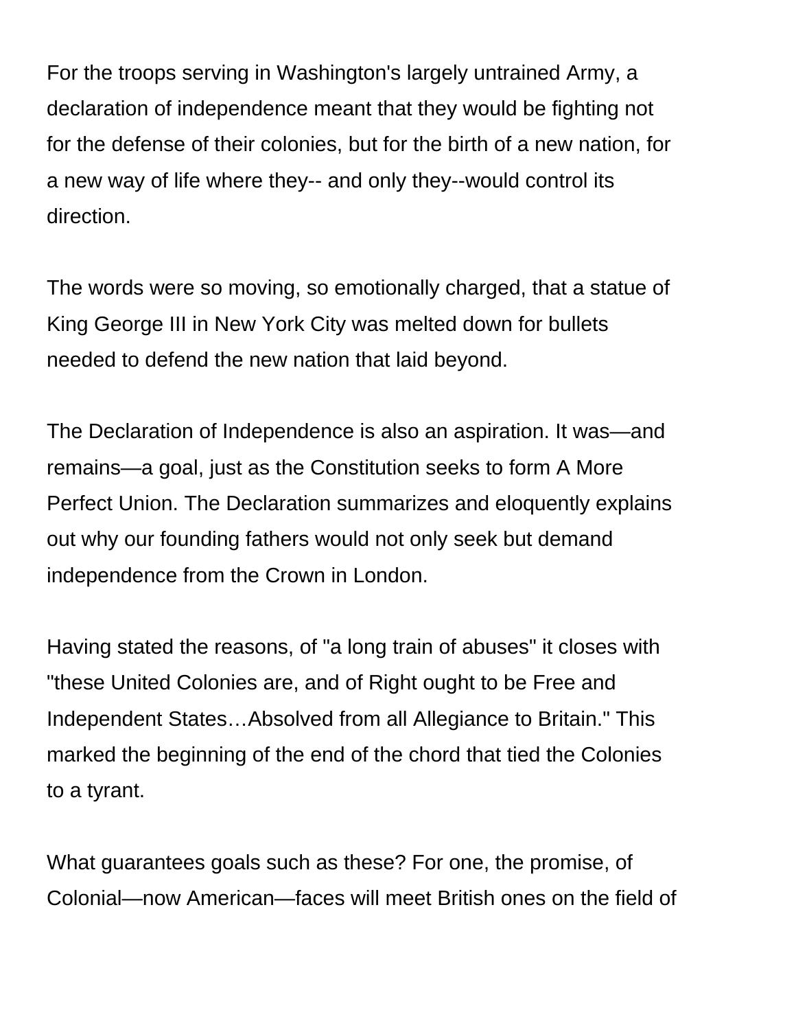For the troops serving in Washington's largely untrained Army, a declaration of independence meant that they would be fighting not for the defense of their colonies, but for the birth of a new nation, for a new way of life where they-- and only they--would control its direction.

The words were so moving, so emotionally charged, that a statue of King George III in New York City was melted down for bullets needed to defend the new nation that laid beyond.

The Declaration of Independence is also an aspiration. It was—and remains—a goal, just as the Constitution seeks to form A More Perfect Union. The Declaration summarizes and eloquently explains out why our founding fathers would not only seek but demand independence from the Crown in London.

Having stated the reasons, of "a long train of abuses" it closes with "these United Colonies are, and of Right ought to be Free and Independent States…Absolved from all Allegiance to Britain." This marked the beginning of the end of the chord that tied the Colonies to a tyrant.

What guarantees goals such as these? For one, the promise, of Colonial—now American—faces will meet British ones on the field of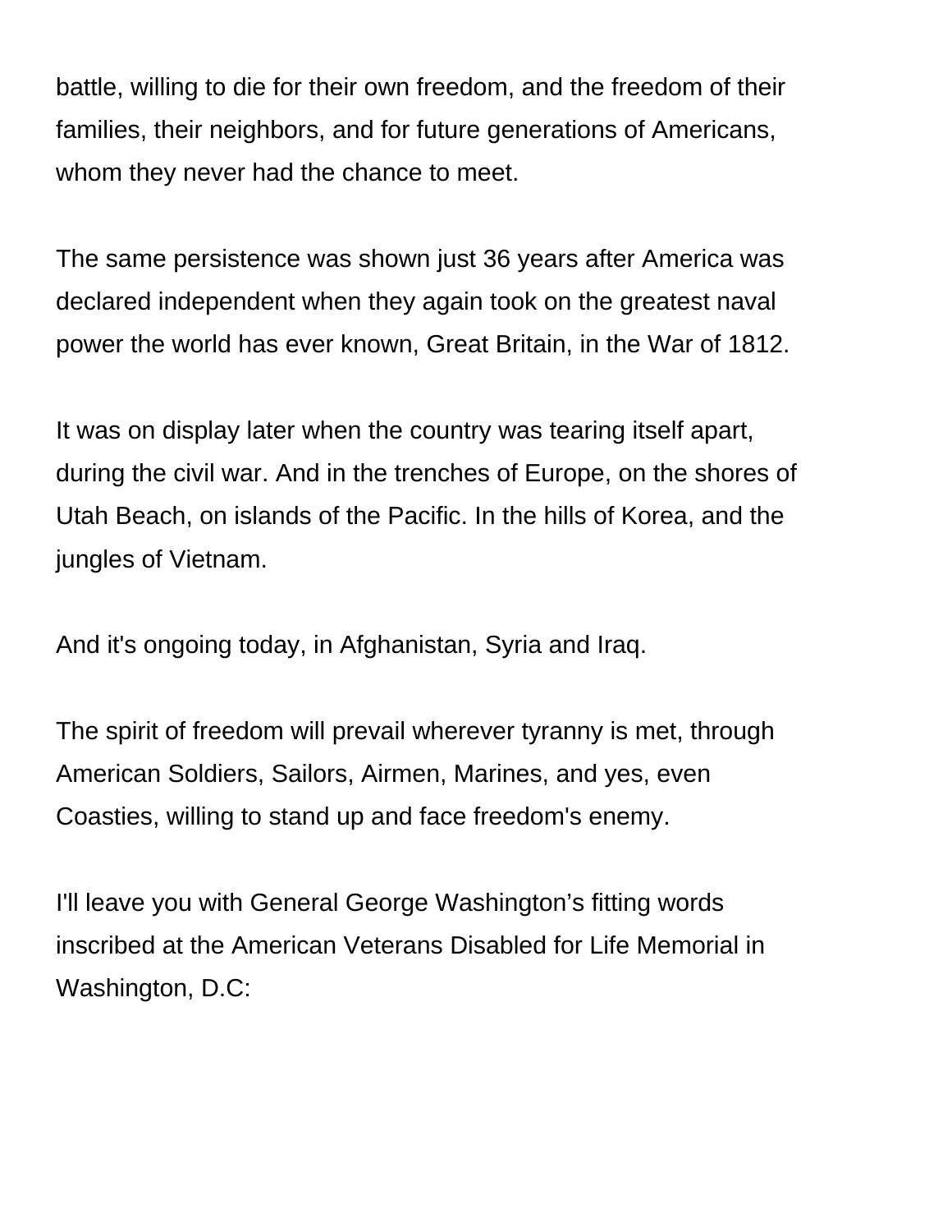battle, willing to die for their own freedom, and the freedom of their families, their neighbors, and for future generations of Americans, whom they never had the chance to meet.

The same persistence was shown just 36 years after America was declared independent when they again took on the greatest naval power the world has ever known, Great Britain, in the War of 1812.

It was on display later when the country was tearing itself apart, during the civil war. And in the trenches of Europe, on the shores of Utah Beach, on islands of the Pacific. In the hills of Korea, and the jungles of Vietnam.

And it's ongoing today, in Afghanistan, Syria and Iraq.

The spirit of freedom will prevail wherever tyranny is met, through American Soldiers, Sailors, Airmen, Marines, and yes, even Coasties, willing to stand up and face freedom's enemy.

I'll leave you with General George Washington’s fitting words inscribed at the American Veterans Disabled for Life Memorial in Washington, D.C: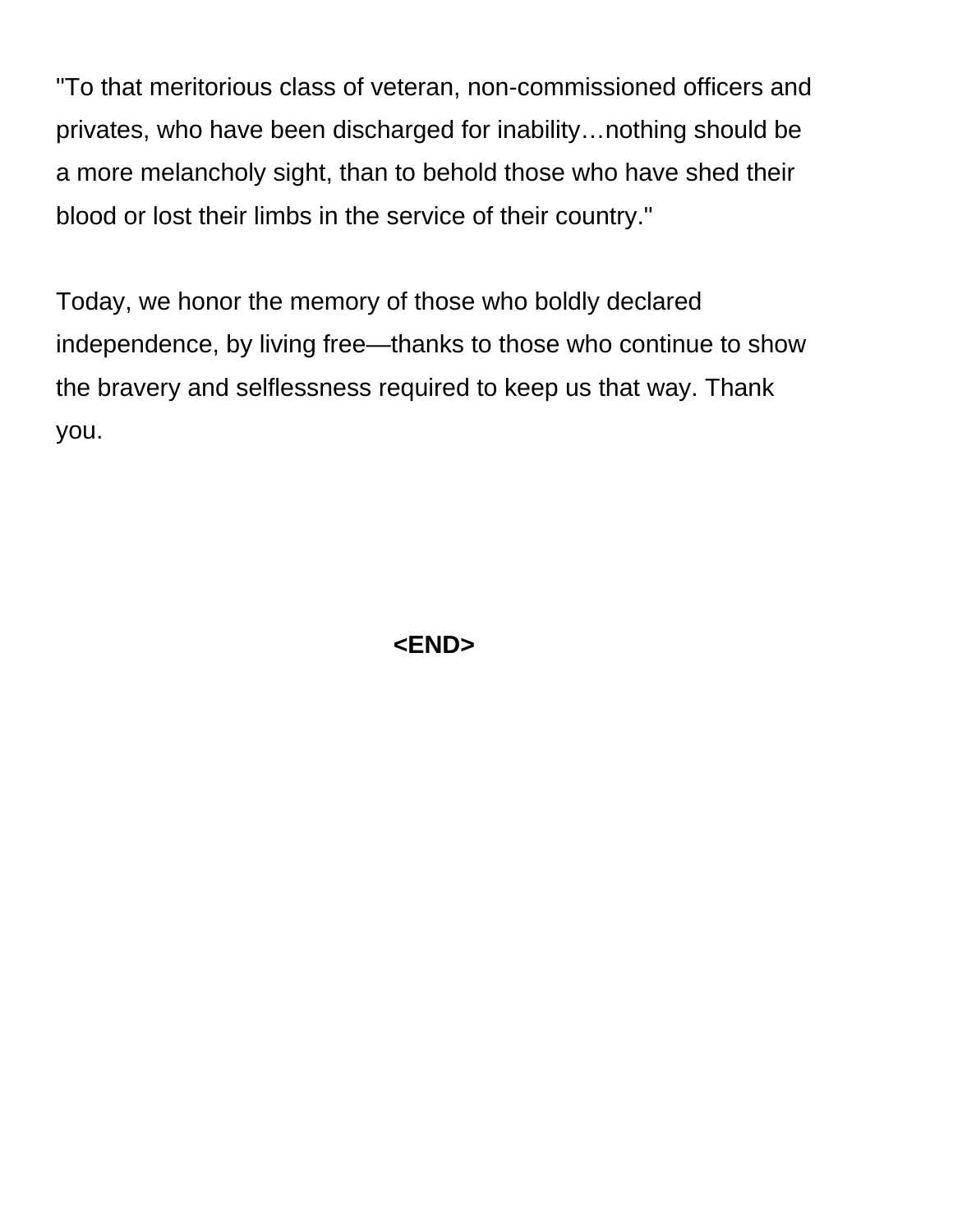"To that meritorious class of veteran, non-commissioned officers and privates, who have been discharged for inability…nothing should be a more melancholy sight, than to behold those who have shed their blood or lost their limbs in the service of their country."

Today, we honor the memory of those who boldly declared independence, by living free—thanks to those who continue to show the bravery and selflessness required to keep us that way. Thank you.

**<END>**